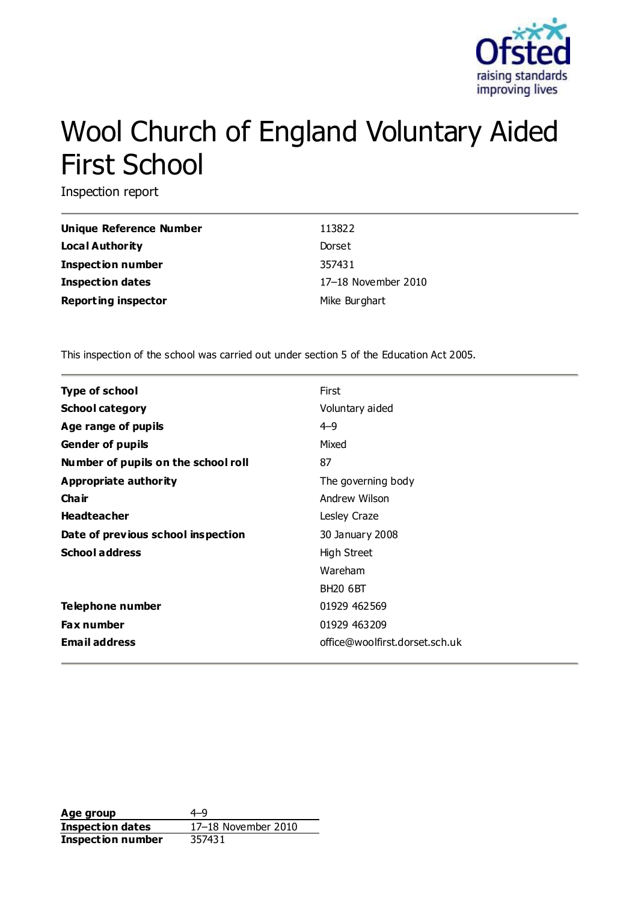# Wool Church of England Voluntary Aided First School

Inspection report

| | |
|---|---|
| **Unique Reference Number** | 113822 |
| **Local Authority** | Dorset |
| **Inspection number** | 357431 |
| **Inspection dates** | 17–18 November 2010 |
| **Reporting inspector** | Mike Burghart |

This inspection of the school was carried out under section 5 of the Education Act 2005.

| | |
|---|---|
| **Type of school** | First |
| **School category** | Voluntary aided |
| **Age range of pupils** | 4–9 |
| **Gender of pupils** | Mixed |
| **Number of pupils on the school roll** | 87 |
| **Appropriate authority** | The governing body |
| **Chair** | Andrew Wilson |
| **Headteacher** | Lesley Craze |
| **Date of previous school inspection** | 30 January 2008 |
| **School address** | High Street<br>Wareham<br>BH20 6BT |
| **Telephone number** | 01929 462569 |
| **Fax number** | 01929 463209 |
| **Email address** | office@woolfirst.dorset.sch.uk |

| | |
|---|---|
| **Age group** | 4–9 |
| **Inspection dates** | 17–18 November 2010 |
| **Inspection number** | 357431 |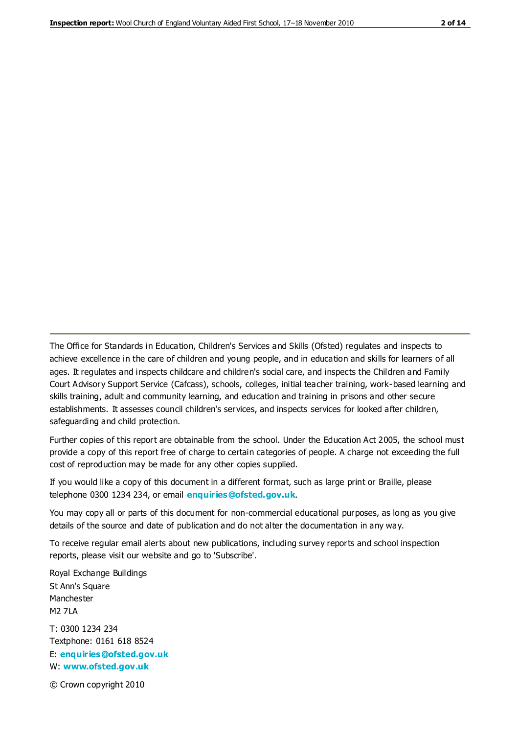The Office for Standards in Education, Children's Services and Skills (Ofsted) regulates and inspects to achieve excellence in the care of children and young people, and in education and skills for learners of all ages. It regulates and inspects childcare and children's social care, and inspects the Children and Family Court Advisory Support Service (Cafcass), schools, colleges, initial teacher training, work-based learning and skills training, adult and community learning, and education and training in prisons and other secure establishments. It assesses council children's services, and inspects services for looked after children, safeguarding and child protection.

Further copies of this report are obtainable from the school. Under the Education Act 2005, the school must provide a copy of this report free of charge to certain categories of people. A charge not exceeding the full cost of reproduction may be made for any other copies supplied.

If you would like a copy of this document in a different format, such as large print or Braille, please telephone 0300 1234 234, or email **enquiries@ofsted.gov.uk**.

You may copy all or parts of this document for non-commercial educational purposes, as long as you give details of the source and date of publication and do not alter the documentation in any way.

To receive regular email alerts about new publications, including survey reports and school inspection reports, please visit our website and go to 'Subscribe'.

Royal Exchange Buildings
St Ann's Square
Manchester
M2 7LA

T: 0300 1234 234
Textphone: 0161 618 8524
E: **enquiries@ofsted.gov.uk**
W: **www.ofsted.gov.uk**

© Crown copyright 2010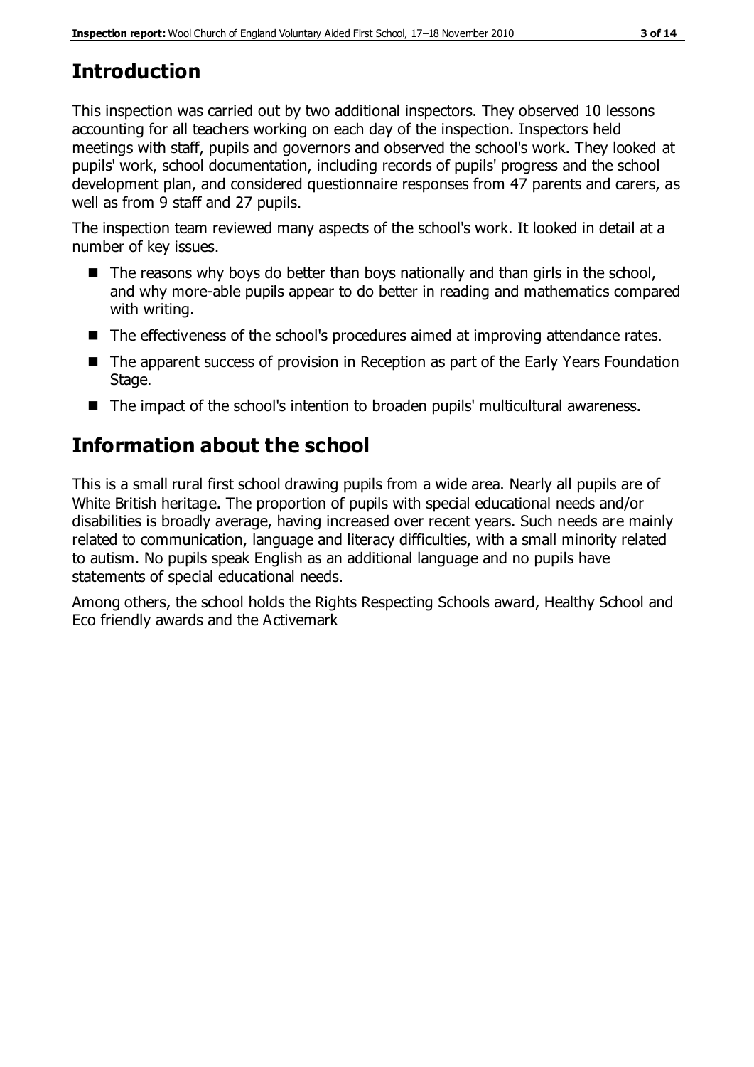## Introduction

This inspection was carried out by two additional inspectors. They observed 10 lessons accounting for all teachers working on each day of the inspection. Inspectors held meetings with staff, pupils and governors and observed the school's work. They looked at pupils' work, school documentation, including records of pupils' progress and the school development plan, and considered questionnaire responses from 47 parents and carers, as well as from 9 staff and 27 pupils.

The inspection team reviewed many aspects of the school's work. It looked in detail at a number of key issues.

- The reasons why boys do better than boys nationally and than girls in the school, and why more-able pupils appear to do better in reading and mathematics compared with writing.
- The effectiveness of the school's procedures aimed at improving attendance rates.
- The apparent success of provision in Reception as part of the Early Years Foundation Stage.
- The impact of the school's intention to broaden pupils' multicultural awareness.

## Information about the school

This is a small rural first school drawing pupils from a wide area. Nearly all pupils are of White British heritage. The proportion of pupils with special educational needs and/or disabilities is broadly average, having increased over recent years. Such needs are mainly related to communication, language and literacy difficulties, with a small minority related to autism. No pupils speak English as an additional language and no pupils have statements of special educational needs.

Among others, the school holds the Rights Respecting Schools award, Healthy School and Eco friendly awards and the Activemark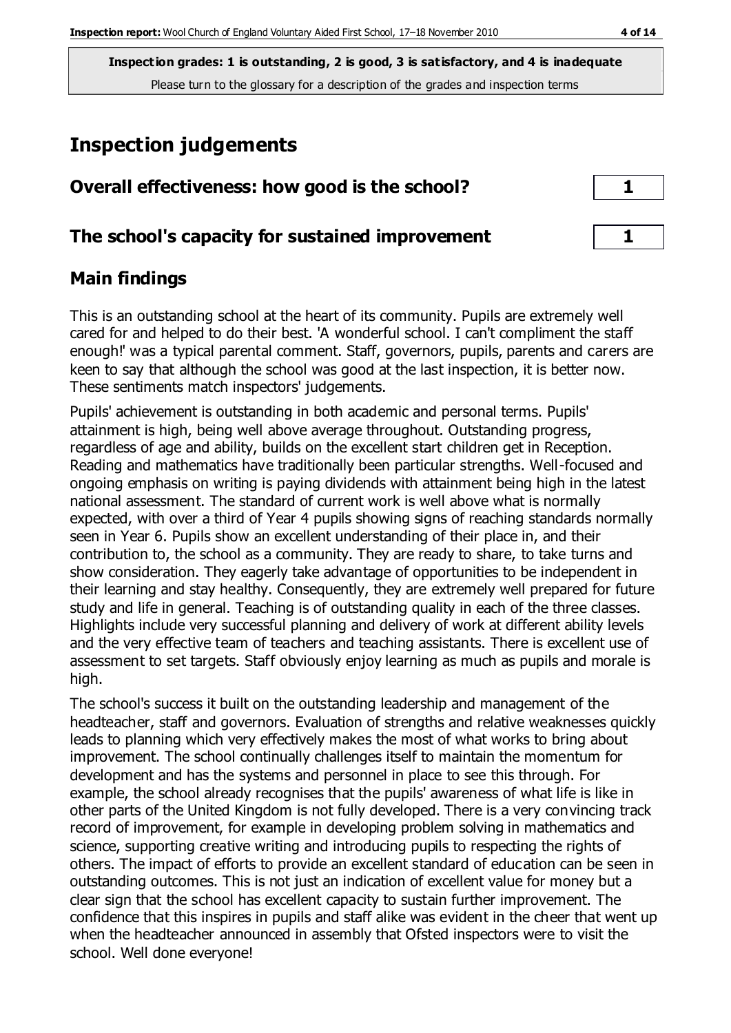**Inspection grades: 1 is outstanding, 2 is good, 3 is satisfactory, and 4 is inadequate**
Please turn to the glossary for a description of the grades and inspection terms

# Inspection judgements

| | |
|---|---|
| **Overall effectiveness: how good is the school?** | **1** |
| **The school's capacity for sustained improvement** | **1** |

## Main findings

This is an outstanding school at the heart of its community. Pupils are extremely well cared for and helped to do their best. 'A wonderful school. I can't compliment the staff enough!' was a typical parental comment. Staff, governors, pupils, parents and carers are keen to say that although the school was good at the last inspection, it is better now. These sentiments match inspectors' judgements.

Pupils' achievement is outstanding in both academic and personal terms. Pupils' attainment is high, being well above average throughout. Outstanding progress, regardless of age and ability, builds on the excellent start children get in Reception. Reading and mathematics have traditionally been particular strengths. Well-focused and ongoing emphasis on writing is paying dividends with attainment being high in the latest national assessment. The standard of current work is well above what is normally expected, with over a third of Year 4 pupils showing signs of reaching standards normally seen in Year 6. Pupils show an excellent understanding of their place in, and their contribution to, the school as a community. They are ready to share, to take turns and show consideration. They eagerly take advantage of opportunities to be independent in their learning and stay healthy. Consequently, they are extremely well prepared for future study and life in general. Teaching is of outstanding quality in each of the three classes. Highlights include very successful planning and delivery of work at different ability levels and the very effective team of teachers and teaching assistants. There is excellent use of assessment to set targets. Staff obviously enjoy learning as much as pupils and morale is high.

The school's success it built on the outstanding leadership and management of the headteacher, staff and governors. Evaluation of strengths and relative weaknesses quickly leads to planning which very effectively makes the most of what works to bring about improvement. The school continually challenges itself to maintain the momentum for development and has the systems and personnel in place to see this through. For example, the school already recognises that the pupils' awareness of what life is like in other parts of the United Kingdom is not fully developed. There is a very convincing track record of improvement, for example in developing problem solving in mathematics and science, supporting creative writing and introducing pupils to respecting the rights of others. The impact of efforts to provide an excellent standard of education can be seen in outstanding outcomes. This is not just an indication of excellent value for money but a clear sign that the school has excellent capacity to sustain further improvement. The confidence that this inspires in pupils and staff alike was evident in the cheer that went up when the headteacher announced in assembly that Ofsted inspectors were to visit the school. Well done everyone!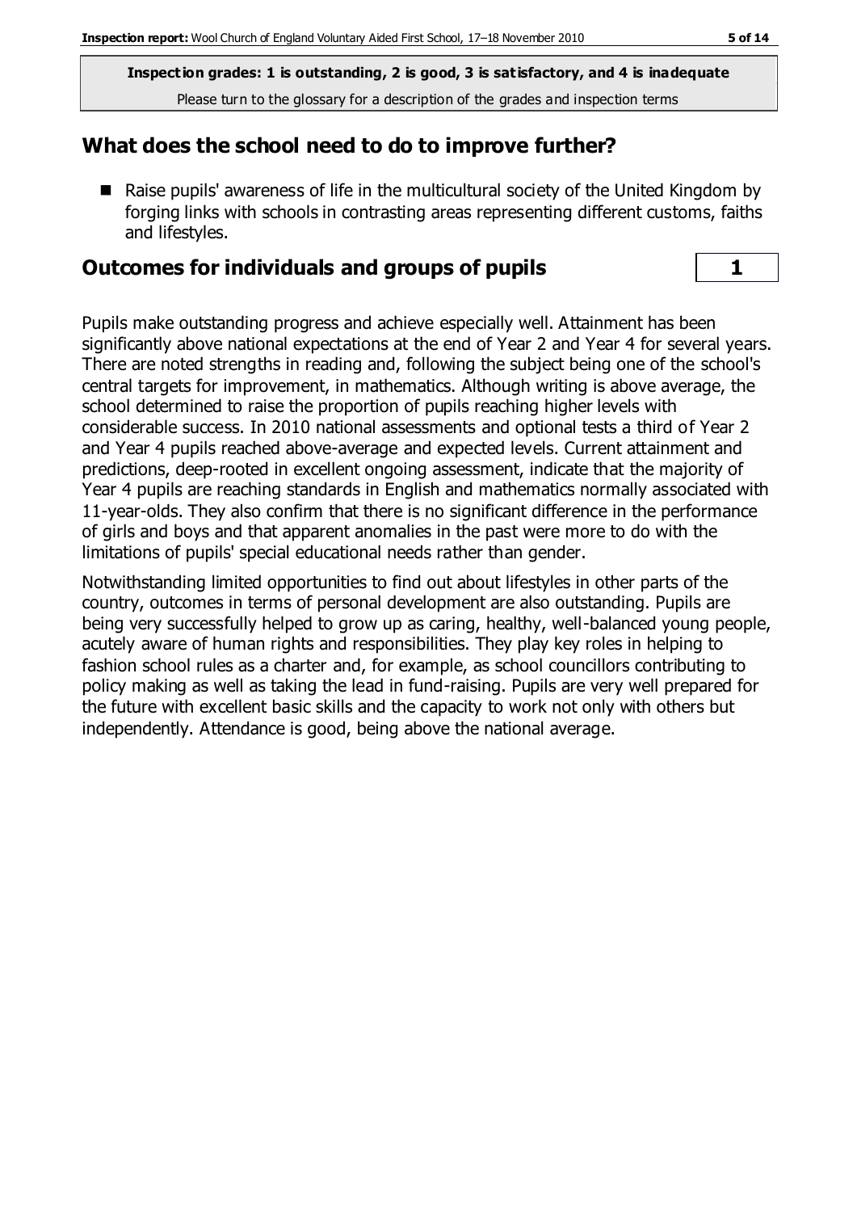**Inspection grades: 1 is outstanding, 2 is good, 3 is satisfactory, and 4 is inadequate**

Please turn to the glossary for a description of the grades and inspection terms

## What does the school need to do to improve further?

- Raise pupils' awareness of life in the multicultural society of the United Kingdom by forging links with schools in contrasting areas representing different customs, faiths and lifestyles.

## Outcomes for individuals and groups of pupils

| 1 |
|---|

Pupils make outstanding progress and achieve especially well. Attainment has been significantly above national expectations at the end of Year 2 and Year 4 for several years. There are noted strengths in reading and, following the subject being one of the school's central targets for improvement, in mathematics. Although writing is above average, the school determined to raise the proportion of pupils reaching higher levels with considerable success. In 2010 national assessments and optional tests a third of Year 2 and Year 4 pupils reached above-average and expected levels. Current attainment and predictions, deep-rooted in excellent ongoing assessment, indicate that the majority of Year 4 pupils are reaching standards in English and mathematics normally associated with 11-year-olds. They also confirm that there is no significant difference in the performance of girls and boys and that apparent anomalies in the past were more to do with the limitations of pupils' special educational needs rather than gender.

Notwithstanding limited opportunities to find out about lifestyles in other parts of the country, outcomes in terms of personal development are also outstanding. Pupils are being very successfully helped to grow up as caring, healthy, well-balanced young people, acutely aware of human rights and responsibilities. They play key roles in helping to fashion school rules as a charter and, for example, as school councillors contributing to policy making as well as taking the lead in fund-raising. Pupils are very well prepared for the future with excellent basic skills and the capacity to work not only with others but independently. Attendance is good, being above the national average.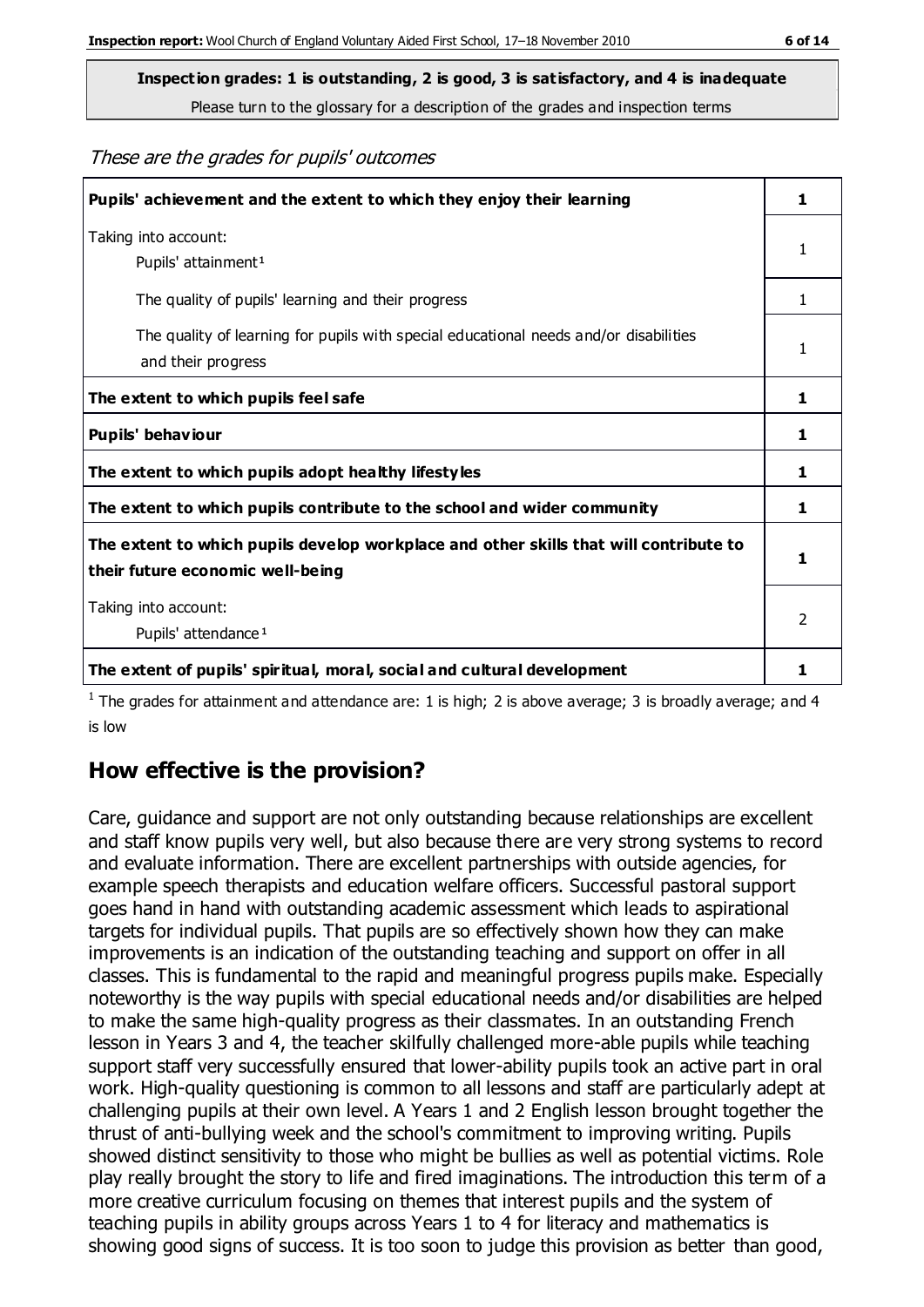**Inspection grades: 1 is outstanding, 2 is good, 3 is satisfactory, and 4 is inadequate**
Please turn to the glossary for a description of the grades and inspection terms

*These are the grades for pupils' outcomes*

| | |
|---|---|
| **Pupils' achievement and the extent to which they enjoy their learning** | **1** |
| Taking into account: Pupils' attainment[1] | 1 |
| The quality of pupils' learning and their progress | 1 |
| The quality of learning for pupils with special educational needs and/or disabilities and their progress | 1 |
| **The extent to which pupils feel safe** | **1** |
| **Pupils' behaviour** | **1** |
| **The extent to which pupils adopt healthy lifestyles** | **1** |
| **The extent to which pupils contribute to the school and wider community** | **1** |
| **The extent to which pupils develop workplace and other skills that will contribute to their future economic well-being** | **1** |
| Taking into account: Pupils' attendance[1] | 2 |
| **The extent of pupils' spiritual, moral, social and cultural development** | **1** |

[1] The grades for attainment and attendance are: 1 is high; 2 is above average; 3 is broadly average; and 4 is low

## How effective is the provision?

Care, guidance and support are not only outstanding because relationships are excellent and staff know pupils very well, but also because there are very strong systems to record and evaluate information. There are excellent partnerships with outside agencies, for example speech therapists and education welfare officers. Successful pastoral support goes hand in hand with outstanding academic assessment which leads to aspirational targets for individual pupils. That pupils are so effectively shown how they can make improvements is an indication of the outstanding teaching and support on offer in all classes. This is fundamental to the rapid and meaningful progress pupils make. Especially noteworthy is the way pupils with special educational needs and/or disabilities are helped to make the same high-quality progress as their classmates. In an outstanding French lesson in Years 3 and 4, the teacher skilfully challenged more-able pupils while teaching support staff very successfully ensured that lower-ability pupils took an active part in oral work. High-quality questioning is common to all lessons and staff are particularly adept at challenging pupils at their own level. A Years 1 and 2 English lesson brought together the thrust of anti-bullying week and the school's commitment to improving writing. Pupils showed distinct sensitivity to those who might be bullies as well as potential victims. Role play really brought the story to life and fired imaginations. The introduction this term of a more creative curriculum focusing on themes that interest pupils and the system of teaching pupils in ability groups across Years 1 to 4 for literacy and mathematics is showing good signs of success. It is too soon to judge this provision as better than good,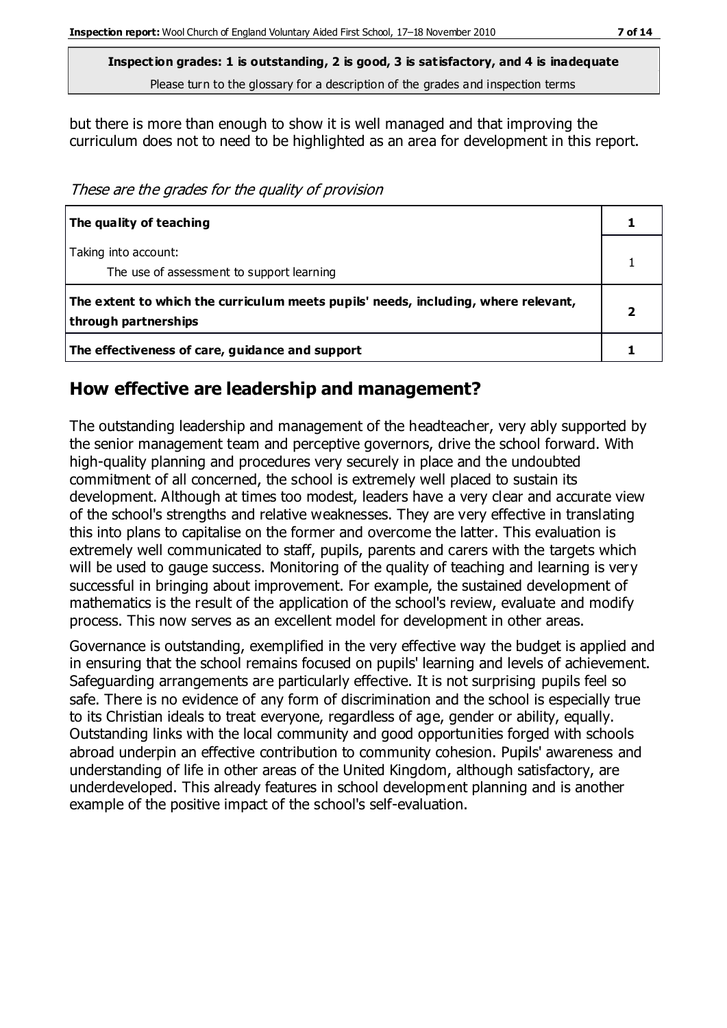**Inspection grades: 1 is outstanding, 2 is good, 3 is satisfactory, and 4 is inadequate**
Please turn to the glossary for a description of the grades and inspection terms

but there is more than enough to show it is well managed and that improving the curriculum does not to need to be highlighted as an area for development in this report.

*These are the grades for the quality of provision*

| | |
|---|---|
| **The quality of teaching** | **1** |
| Taking into account:<br>The use of assessment to support learning | 1 |
| **The extent to which the curriculum meets pupils' needs, including, where relevant, through partnerships** | **2** |
| **The effectiveness of care, guidance and support** | **1** |

## How effective are leadership and management?

The outstanding leadership and management of the headteacher, very ably supported by the senior management team and perceptive governors, drive the school forward. With high-quality planning and procedures very securely in place and the undoubted commitment of all concerned, the school is extremely well placed to sustain its development. Although at times too modest, leaders have a very clear and accurate view of the school's strengths and relative weaknesses. They are very effective in translating this into plans to capitalise on the former and overcome the latter. This evaluation is extremely well communicated to staff, pupils, parents and carers with the targets which will be used to gauge success. Monitoring of the quality of teaching and learning is very successful in bringing about improvement. For example, the sustained development of mathematics is the result of the application of the school's review, evaluate and modify process. This now serves as an excellent model for development in other areas.

Governance is outstanding, exemplified in the very effective way the budget is applied and in ensuring that the school remains focused on pupils' learning and levels of achievement. Safeguarding arrangements are particularly effective. It is not surprising pupils feel so safe. There is no evidence of any form of discrimination and the school is especially true to its Christian ideals to treat everyone, regardless of age, gender or ability, equally. Outstanding links with the local community and good opportunities forged with schools abroad underpin an effective contribution to community cohesion. Pupils' awareness and understanding of life in other areas of the United Kingdom, although satisfactory, are underdeveloped. This already features in school development planning and is another example of the positive impact of the school's self-evaluation.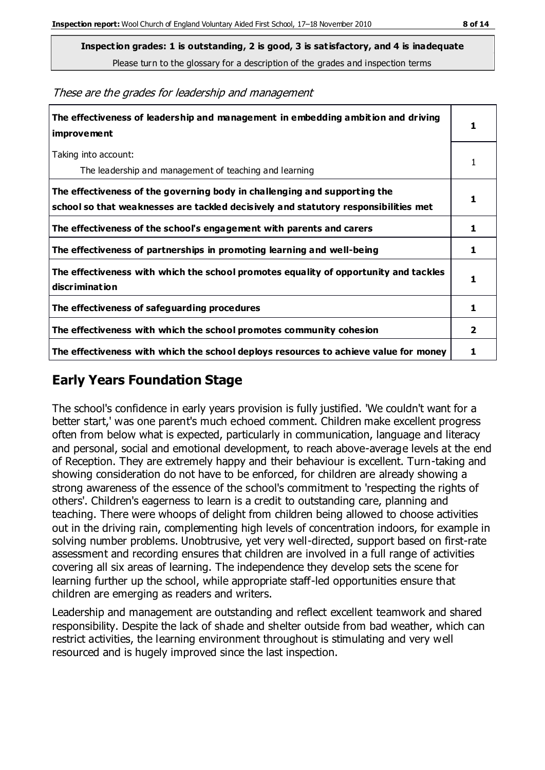**Inspection grades: 1 is outstanding, 2 is good, 3 is satisfactory, and 4 is inadequate**
Please turn to the glossary for a description of the grades and inspection terms

*These are the grades for leadership and management*

| | |
|---|---|
| **The effectiveness of leadership and management in embedding ambition and driving improvement** | **1** |
| Taking into account:<br>The leadership and management of teaching and learning | 1 |
| **The effectiveness of the governing body in challenging and supporting the school so that weaknesses are tackled decisively and statutory responsibilities met** | **1** |
| **The effectiveness of the school's engagement with parents and carers** | **1** |
| **The effectiveness of partnerships in promoting learning and well-being** | **1** |
| **The effectiveness with which the school promotes equality of opportunity and tackles discrimination** | **1** |
| **The effectiveness of safeguarding procedures** | **1** |
| **The effectiveness with which the school promotes community cohesion** | **2** |
| **The effectiveness with which the school deploys resources to achieve value for money** | **1** |

## Early Years Foundation Stage

The school's confidence in early years provision is fully justified. 'We couldn't want for a better start,' was one parent's much echoed comment. Children make excellent progress often from below what is expected, particularly in communication, language and literacy and personal, social and emotional development, to reach above-average levels at the end of Reception. They are extremely happy and their behaviour is excellent. Turn-taking and showing consideration do not have to be enforced, for children are already showing a strong awareness of the essence of the school's commitment to 'respecting the rights of others'. Children's eagerness to learn is a credit to outstanding care, planning and teaching. There were whoops of delight from children being allowed to choose activities out in the driving rain, complementing high levels of concentration indoors, for example in solving number problems. Unobtrusive, yet very well-directed, support based on first-rate assessment and recording ensures that children are involved in a full range of activities covering all six areas of learning. The independence they develop sets the scene for learning further up the school, while appropriate staff-led opportunities ensure that children are emerging as readers and writers.

Leadership and management are outstanding and reflect excellent teamwork and shared responsibility. Despite the lack of shade and shelter outside from bad weather, which can restrict activities, the learning environment throughout is stimulating and very well resourced and is hugely improved since the last inspection.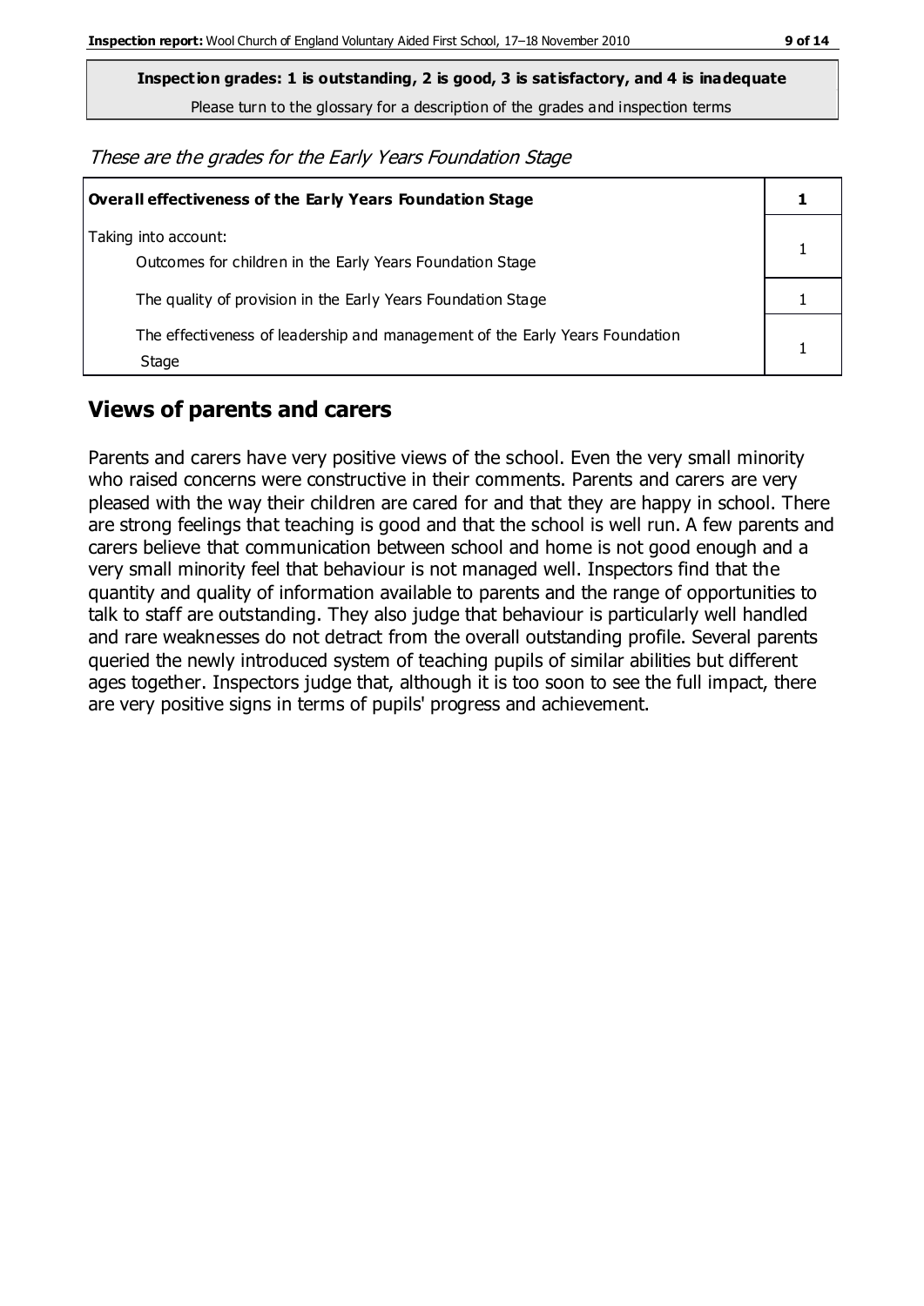**Inspection grades: 1 is outstanding, 2 is good, 3 is satisfactory, and 4 is inadequate**

Please turn to the glossary for a description of the grades and inspection terms

*These are the grades for the Early Years Foundation Stage*

| **Overall effectiveness of the Early Years Foundation Stage** | **1** |
|---|---|
| Taking into account:<br>Outcomes for children in the Early Years Foundation Stage | 1 |
| The quality of provision in the Early Years Foundation Stage | 1 |
| The effectiveness of leadership and management of the Early Years Foundation Stage | 1 |

## Views of parents and carers

Parents and carers have very positive views of the school. Even the very small minority who raised concerns were constructive in their comments. Parents and carers are very pleased with the way their children are cared for and that they are happy in school. There are strong feelings that teaching is good and that the school is well run. A few parents and carers believe that communication between school and home is not good enough and a very small minority feel that behaviour is not managed well. Inspectors find that the quantity and quality of information available to parents and the range of opportunities to talk to staff are outstanding. They also judge that behaviour is particularly well handled and rare weaknesses do not detract from the overall outstanding profile. Several parents queried the newly introduced system of teaching pupils of similar abilities but different ages together. Inspectors judge that, although it is too soon to see the full impact, there are very positive signs in terms of pupils' progress and achievement.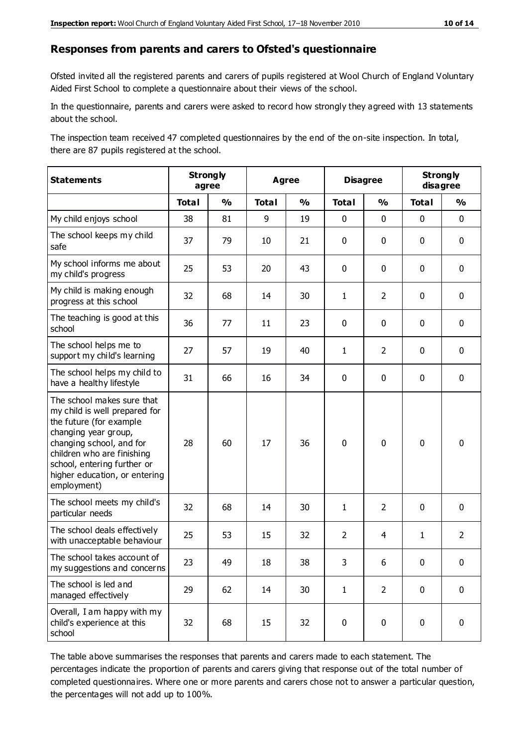## Responses from parents and carers to Ofsted's questionnaire

Ofsted invited all the registered parents and carers of pupils registered at Wool Church of England Voluntary Aided First School to complete a questionnaire about their views of the school.

In the questionnaire, parents and carers were asked to record how strongly they agreed with 13 statements about the school.

The inspection team received 47 completed questionnaires by the end of the on-site inspection. In total, there are 87 pupils registered at the school.

| Statements | Strongly agree | | Agree | | Disagree | | Strongly disagree | |
|---|---|---|---|---|---|---|---|---|
| | Total | % | Total | % | Total | % | Total | % |
| My child enjoys school | 38 | 81 | 9 | 19 | 0 | 0 | 0 | 0 |
| The school keeps my child safe | 37 | 79 | 10 | 21 | 0 | 0 | 0 | 0 |
| My school informs me about my child's progress | 25 | 53 | 20 | 43 | 0 | 0 | 0 | 0 |
| My child is making enough progress at this school | 32 | 68 | 14 | 30 | 1 | 2 | 0 | 0 |
| The teaching is good at this school | 36 | 77 | 11 | 23 | 0 | 0 | 0 | 0 |
| The school helps me to support my child's learning | 27 | 57 | 19 | 40 | 1 | 2 | 0 | 0 |
| The school helps my child to have a healthy lifestyle | 31 | 66 | 16 | 34 | 0 | 0 | 0 | 0 |
| The school makes sure that my child is well prepared for the future (for example changing year group, changing school, and for children who are finishing school, entering further or higher education, or entering employment) | 28 | 60 | 17 | 36 | 0 | 0 | 0 | 0 |
| The school meets my child's particular needs | 32 | 68 | 14 | 30 | 1 | 2 | 0 | 0 |
| The school deals effectively with unacceptable behaviour | 25 | 53 | 15 | 32 | 2 | 4 | 1 | 2 |
| The school takes account of my suggestions and concerns | 23 | 49 | 18 | 38 | 3 | 6 | 0 | 0 |
| The school is led and managed effectively | 29 | 62 | 14 | 30 | 1 | 2 | 0 | 0 |
| Overall, I am happy with my child's experience at this school | 32 | 68 | 15 | 32 | 0 | 0 | 0 | 0 |

The table above summarises the responses that parents and carers made to each statement. The percentages indicate the proportion of parents and carers giving that response out of the total number of completed questionnaires. Where one or more parents and carers chose not to answer a particular question, the percentages will not add up to 100%.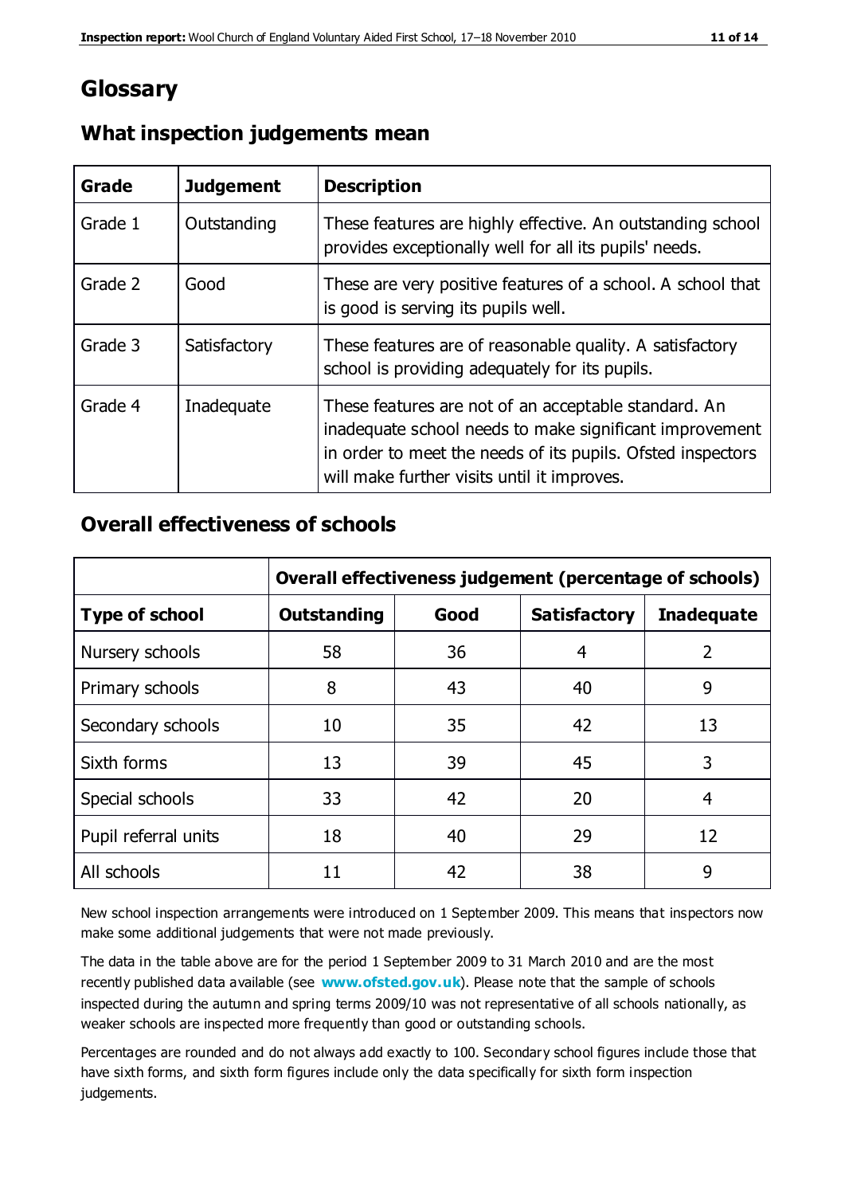# Glossary

## What inspection judgements mean

| Grade | Judgement | Description |
|---|---|---|
| Grade 1 | Outstanding | These features are highly effective. An outstanding school provides exceptionally well for all its pupils' needs. |
| Grade 2 | Good | These are very positive features of a school. A school that is good is serving its pupils well. |
| Grade 3 | Satisfactory | These features are of reasonable quality. A satisfactory school is providing adequately for its pupils. |
| Grade 4 | Inadequate | These features are not of an acceptable standard. An inadequate school needs to make significant improvement in order to meet the needs of its pupils. Ofsted inspectors will make further visits until it improves. |

## Overall effectiveness of schools

| | Overall effectiveness judgement (percentage of schools) | | | |
|---|---|---|---|---|
| **Type of school** | **Outstanding** | **Good** | **Satisfactory** | **Inadequate** |
| Nursery schools | 58 | 36 | 4 | 2 |
| Primary schools | 8 | 43 | 40 | 9 |
| Secondary schools | 10 | 35 | 42 | 13 |
| Sixth forms | 13 | 39 | 45 | 3 |
| Special schools | 33 | 42 | 20 | 4 |
| Pupil referral units | 18 | 40 | 29 | 12 |
| All schools | 11 | 42 | 38 | 9 |

New school inspection arrangements were introduced on 1 September 2009. This means that inspectors now make some additional judgements that were not made previously.

The data in the table above are for the period 1 September 2009 to 31 March 2010 and are the most recently published data available (see **www.ofsted.gov.uk**). Please note that the sample of schools inspected during the autumn and spring terms 2009/10 was not representative of all schools nationally, as weaker schools are inspected more frequently than good or outstanding schools.

Percentages are rounded and do not always add exactly to 100. Secondary school figures include those that have sixth forms, and sixth form figures include only the data specifically for sixth form inspection judgements.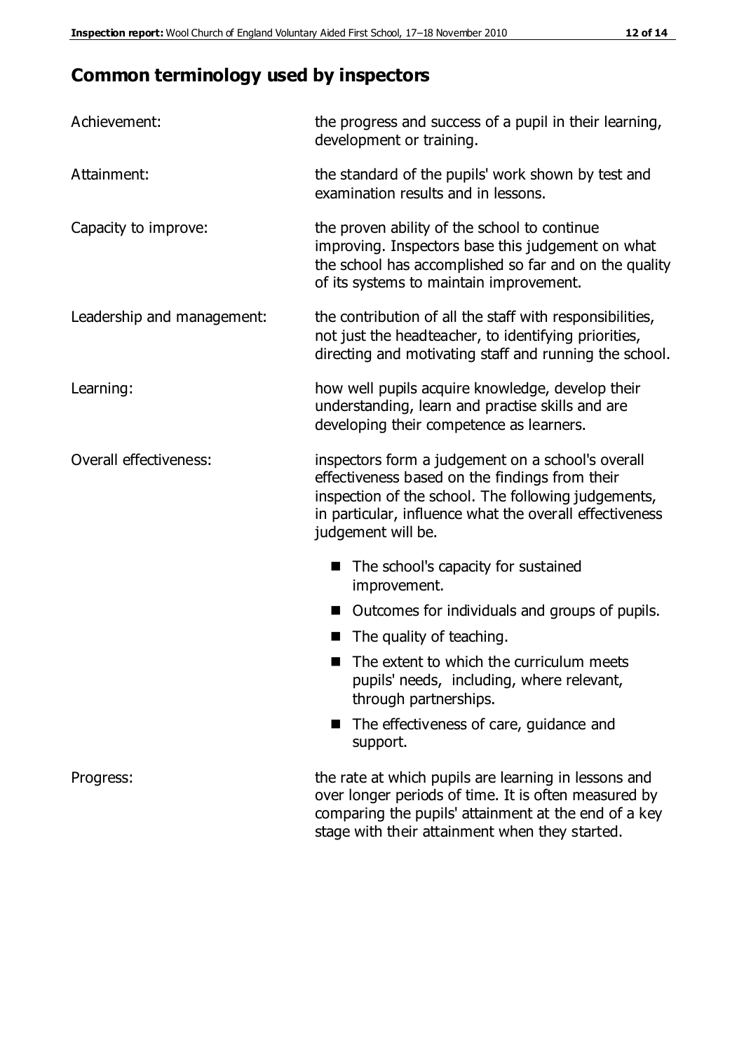## Common terminology used by inspectors

**Achievement:** the progress and success of a pupil in their learning, development or training.

**Attainment:** the standard of the pupils' work shown by test and examination results and in lessons.

**Capacity to improve:** the proven ability of the school to continue improving. Inspectors base this judgement on what the school has accomplished so far and on the quality of its systems to maintain improvement.

**Leadership and management:** the contribution of all the staff with responsibilities, not just the headteacher, to identifying priorities, directing and motivating staff and running the school.

**Learning:** how well pupils acquire knowledge, develop their understanding, learn and practise skills and are developing their competence as learners.

**Overall effectiveness:** inspectors form a judgement on a school's overall effectiveness based on the findings from their inspection of the school. The following judgements, in particular, influence what the overall effectiveness judgement will be.

- The school's capacity for sustained improvement.
- Outcomes for individuals and groups of pupils.
- The quality of teaching.
- The extent to which the curriculum meets pupils' needs, including, where relevant, through partnerships.
- The effectiveness of care, guidance and support.

**Progress:** the rate at which pupils are learning in lessons and over longer periods of time. It is often measured by comparing the pupils' attainment at the end of a key stage with their attainment when they started.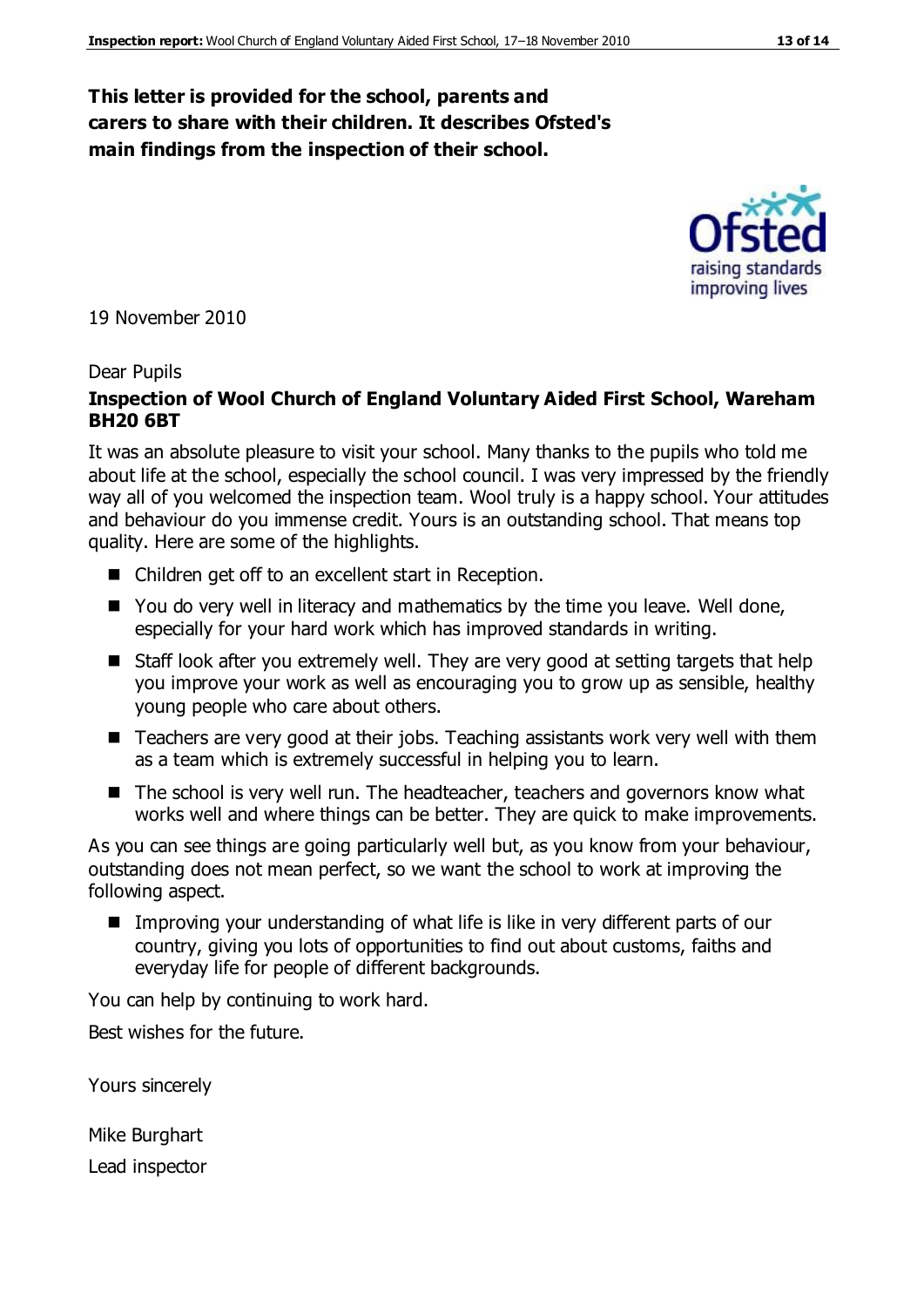**This letter is provided for the school, parents and carers to share with their children. It describes Ofsted's main findings from the inspection of their school.**

19 November 2010

Dear Pupils

**Inspection of Wool Church of England Voluntary Aided First School, Wareham BH20 6BT**

It was an absolute pleasure to visit your school. Many thanks to the pupils who told me about life at the school, especially the school council. I was very impressed by the friendly way all of you welcomed the inspection team. Wool truly is a happy school. Your attitudes and behaviour do you immense credit. Yours is an outstanding school. That means top quality. Here are some of the highlights.

- Children get off to an excellent start in Reception.
- You do very well in literacy and mathematics by the time you leave. Well done, especially for your hard work which has improved standards in writing.
- Staff look after you extremely well. They are very good at setting targets that help you improve your work as well as encouraging you to grow up as sensible, healthy young people who care about others.
- Teachers are very good at their jobs. Teaching assistants work very well with them as a team which is extremely successful in helping you to learn.
- The school is very well run. The headteacher, teachers and governors know what works well and where things can be better. They are quick to make improvements.

As you can see things are going particularly well but, as you know from your behaviour, outstanding does not mean perfect, so we want the school to work at improving the following aspect.

- Improving your understanding of what life is like in very different parts of our country, giving you lots of opportunities to find out about customs, faiths and everyday life for people of different backgrounds.

You can help by continuing to work hard.

Best wishes for the future.

Yours sincerely

Mike Burghart

Lead inspector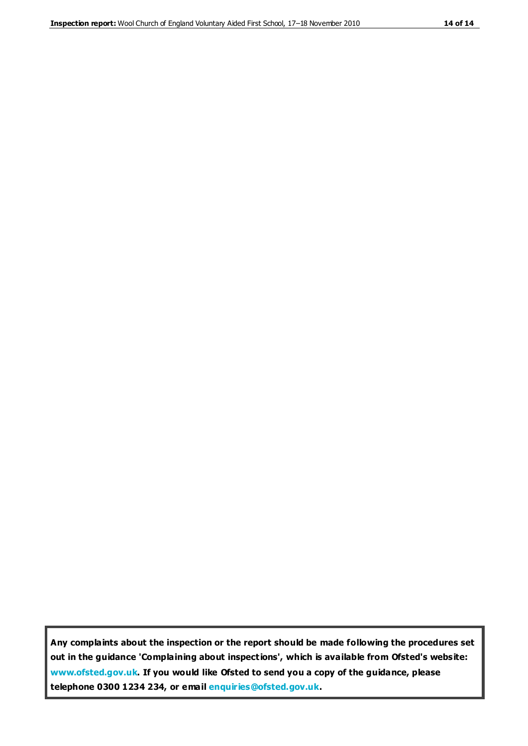**Any complaints about the inspection or the report should be made following the procedures set out in the guidance 'Complaining about inspections', which is available from Ofsted's website: www.ofsted.gov.uk. If you would like Ofsted to send you a copy of the guidance, please telephone 0300 1234 234, or email enquiries@ofsted.gov.uk.**